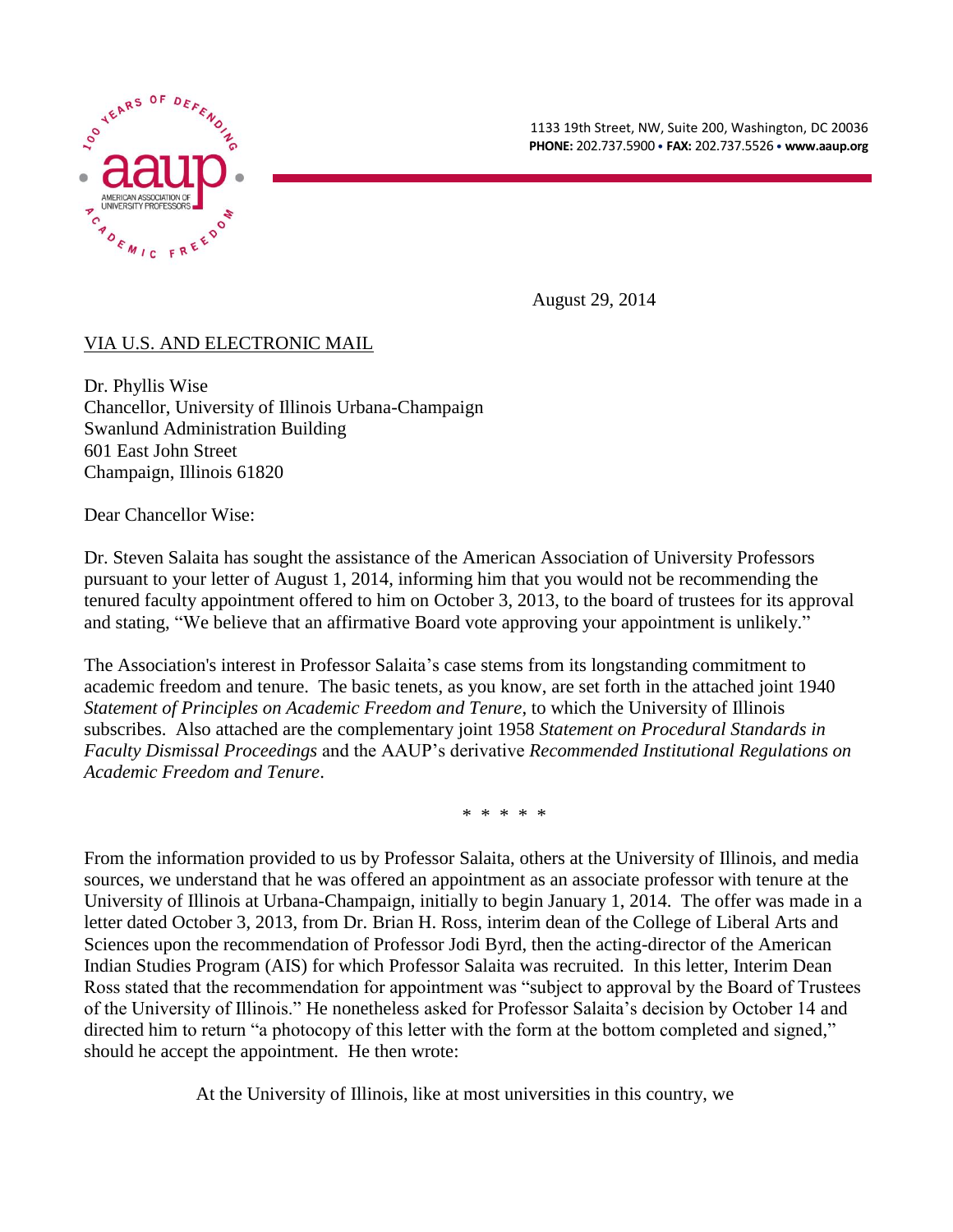1133 19th Street, NW, Suite 200, Washington, DC 20036
**PHONE:** 202.737.5900 • **FAX:** 202.737.5526 • **www.aaup.org**

August 29, 2014

VIA U.S. AND ELECTRONIC MAIL

Dr. Phyllis Wise
Chancellor, University of Illinois Urbana-Champaign
Swanlund Administration Building
601 East John Street
Champaign, Illinois 61820

Dear Chancellor Wise:

Dr. Steven Salaita has sought the assistance of the American Association of University Professors pursuant to your letter of August 1, 2014, informing him that you would not be recommending the tenured faculty appointment offered to him on October 3, 2013, to the board of trustees for its approval and stating, "We believe that an affirmative Board vote approving your appointment is unlikely."

The Association's interest in Professor Salaita's case stems from its longstanding commitment to academic freedom and tenure. The basic tenets, as you know, are set forth in the attached joint 1940 *Statement of Principles on Academic Freedom and Tenure*, to which the University of Illinois subscribes. Also attached are the complementary joint 1958 *Statement on Procedural Standards in Faculty Dismissal Proceedings* and the AAUP's derivative *Recommended Institutional Regulations on Academic Freedom and Tenure*.

\* \* \* \* \*

From the information provided to us by Professor Salaita, others at the University of Illinois, and media sources, we understand that he was offered an appointment as an associate professor with tenure at the University of Illinois at Urbana-Champaign, initially to begin January 1, 2014. The offer was made in a letter dated October 3, 2013, from Dr. Brian H. Ross, interim dean of the College of Liberal Arts and Sciences upon the recommendation of Professor Jodi Byrd, then the acting-director of the American Indian Studies Program (AIS) for which Professor Salaita was recruited. In this letter, Interim Dean Ross stated that the recommendation for appointment was "subject to approval by the Board of Trustees of the University of Illinois." He nonetheless asked for Professor Salaita's decision by October 14 and directed him to return "a photocopy of this letter with the form at the bottom completed and signed," should he accept the appointment. He then wrote:

> At the University of Illinois, like at most universities in this country, we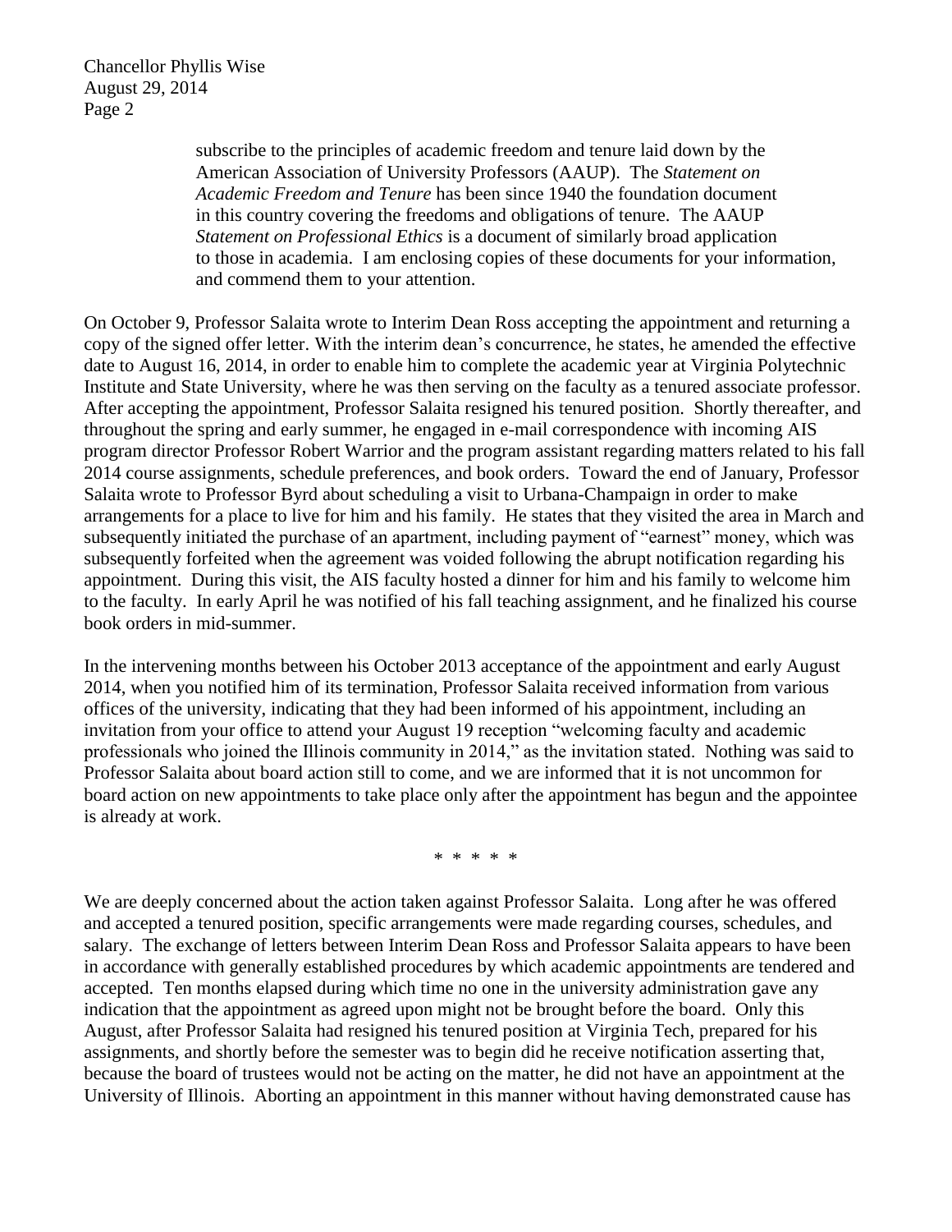> subscribe to the principles of academic freedom and tenure laid down by the American Association of University Professors (AAUP). The *Statement on Academic Freedom and Tenure* has been since 1940 the foundation document in this country covering the freedoms and obligations of tenure. The AAUP *Statement on Professional Ethics* is a document of similarly broad application to those in academia. I am enclosing copies of these documents for your information, and commend them to your attention.

On October 9, Professor Salaita wrote to Interim Dean Ross accepting the appointment and returning a copy of the signed offer letter. With the interim dean's concurrence, he states, he amended the effective date to August 16, 2014, in order to enable him to complete the academic year at Virginia Polytechnic Institute and State University, where he was then serving on the faculty as a tenured associate professor. After accepting the appointment, Professor Salaita resigned his tenured position. Shortly thereafter, and throughout the spring and early summer, he engaged in e-mail correspondence with incoming AIS program director Professor Robert Warrior and the program assistant regarding matters related to his fall 2014 course assignments, schedule preferences, and book orders. Toward the end of January, Professor Salaita wrote to Professor Byrd about scheduling a visit to Urbana-Champaign in order to make arrangements for a place to live for him and his family. He states that they visited the area in March and subsequently initiated the purchase of an apartment, including payment of "earnest" money, which was subsequently forfeited when the agreement was voided following the abrupt notification regarding his appointment. During this visit, the AIS faculty hosted a dinner for him and his family to welcome him to the faculty. In early April he was notified of his fall teaching assignment, and he finalized his course book orders in mid-summer.

In the intervening months between his October 2013 acceptance of the appointment and early August 2014, when you notified him of its termination, Professor Salaita received information from various offices of the university, indicating that they had been informed of his appointment, including an invitation from your office to attend your August 19 reception "welcoming faculty and academic professionals who joined the Illinois community in 2014," as the invitation stated. Nothing was said to Professor Salaita about board action still to come, and we are informed that it is not uncommon for board action on new appointments to take place only after the appointment has begun and the appointee is already at work.

\* \* \* \* \*

We are deeply concerned about the action taken against Professor Salaita. Long after he was offered and accepted a tenured position, specific arrangements were made regarding courses, schedules, and salary. The exchange of letters between Interim Dean Ross and Professor Salaita appears to have been in accordance with generally established procedures by which academic appointments are tendered and accepted. Ten months elapsed during which time no one in the university administration gave any indication that the appointment as agreed upon might not be brought before the board. Only this August, after Professor Salaita had resigned his tenured position at Virginia Tech, prepared for his assignments, and shortly before the semester was to begin did he receive notification asserting that, because the board of trustees would not be acting on the matter, he did not have an appointment at the University of Illinois. Aborting an appointment in this manner without having demonstrated cause has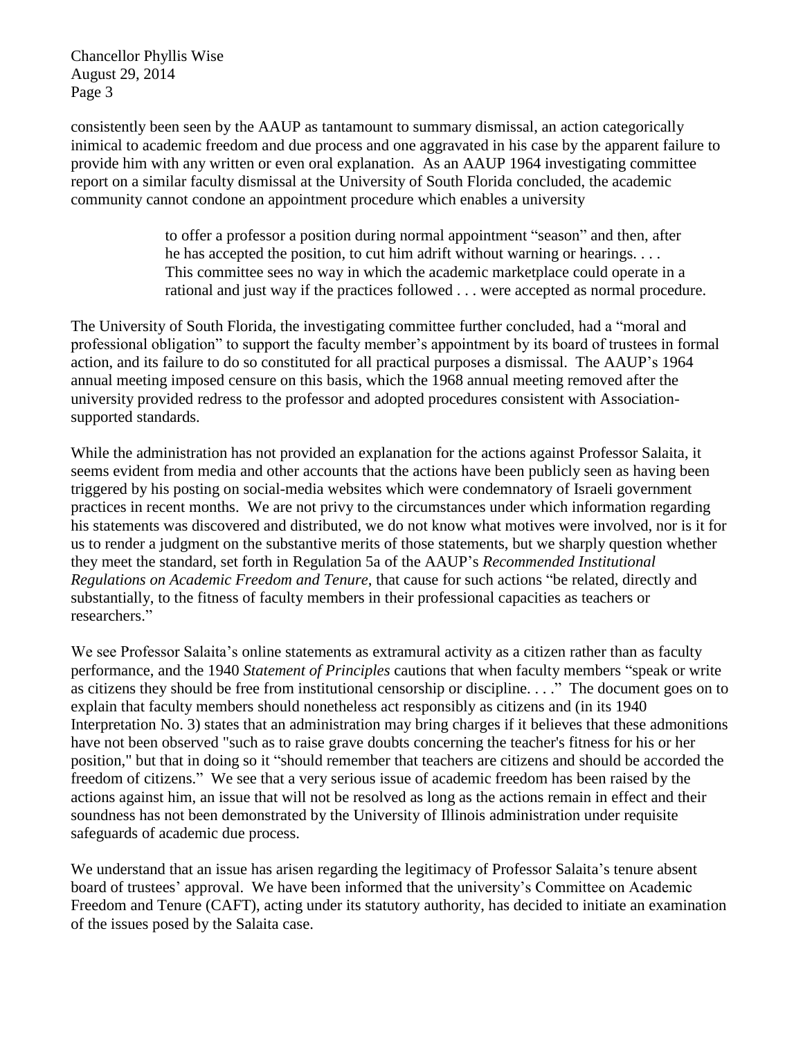consistently been seen by the AAUP as tantamount to summary dismissal, an action categorically inimical to academic freedom and due process and one aggravated in his case by the apparent failure to provide him with any written or even oral explanation. As an AAUP 1964 investigating committee report on a similar faculty dismissal at the University of South Florida concluded, the academic community cannot condone an appointment procedure which enables a university

> to offer a professor a position during normal appointment "season" and then, after he has accepted the position, to cut him adrift without warning or hearings. . . . This committee sees no way in which the academic marketplace could operate in a rational and just way if the practices followed . . . were accepted as normal procedure.

The University of South Florida, the investigating committee further concluded, had a "moral and professional obligation" to support the faculty member's appointment by its board of trustees in formal action, and its failure to do so constituted for all practical purposes a dismissal. The AAUP's 1964 annual meeting imposed censure on this basis, which the 1968 annual meeting removed after the university provided redress to the professor and adopted procedures consistent with Association-supported standards.

While the administration has not provided an explanation for the actions against Professor Salaita, it seems evident from media and other accounts that the actions have been publicly seen as having been triggered by his posting on social-media websites which were condemnatory of Israeli government practices in recent months. We are not privy to the circumstances under which information regarding his statements was discovered and distributed, we do not know what motives were involved, nor is it for us to render a judgment on the substantive merits of those statements, but we sharply question whether they meet the standard, set forth in Regulation 5a of the AAUP's *Recommended Institutional Regulations on Academic Freedom and Tenure*, that cause for such actions "be related, directly and substantially, to the fitness of faculty members in their professional capacities as teachers or researchers."

We see Professor Salaita's online statements as extramural activity as a citizen rather than as faculty performance, and the 1940 *Statement of Principles* cautions that when faculty members "speak or write as citizens they should be free from institutional censorship or discipline. . . ." The document goes on to explain that faculty members should nonetheless act responsibly as citizens and (in its 1940 Interpretation No. 3) states that an administration may bring charges if it believes that these admonitions have not been observed "such as to raise grave doubts concerning the teacher's fitness for his or her position," but that in doing so it "should remember that teachers are citizens and should be accorded the freedom of citizens." We see that a very serious issue of academic freedom has been raised by the actions against him, an issue that will not be resolved as long as the actions remain in effect and their soundness has not been demonstrated by the University of Illinois administration under requisite safeguards of academic due process.

We understand that an issue has arisen regarding the legitimacy of Professor Salaita's tenure absent board of trustees' approval. We have been informed that the university's Committee on Academic Freedom and Tenure (CAFT), acting under its statutory authority, has decided to initiate an examination of the issues posed by the Salaita case.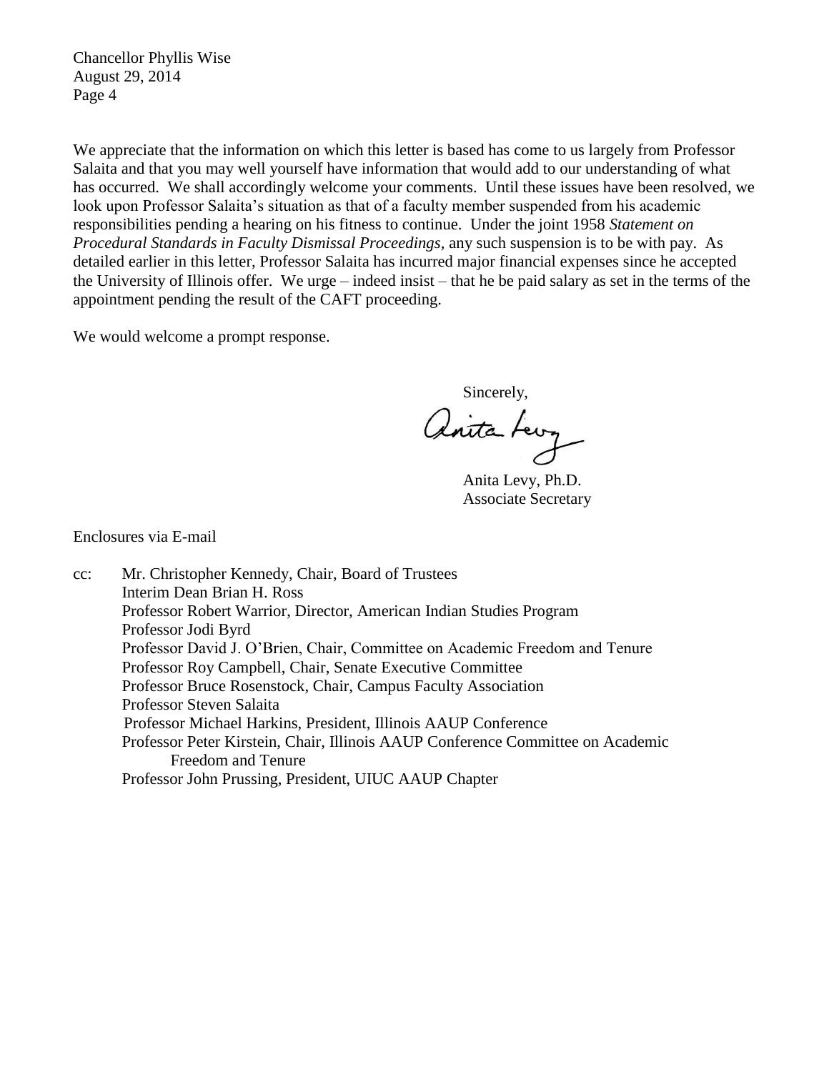We appreciate that the information on which this letter is based has come to us largely from Professor Salaita and that you may well yourself have information that would add to our understanding of what has occurred. We shall accordingly welcome your comments. Until these issues have been resolved, we look upon Professor Salaita's situation as that of a faculty member suspended from his academic responsibilities pending a hearing on his fitness to continue. Under the joint 1958 *Statement on Procedural Standards in Faculty Dismissal Proceedings,* any such suspension is to be with pay. As detailed earlier in this letter, Professor Salaita has incurred major financial expenses since he accepted the University of Illinois offer. We urge – indeed insist – that he be paid salary as set in the terms of the appointment pending the result of the CAFT proceeding.

We would welcome a prompt response.

Sincerely,

Anita Levy

Anita Levy, Ph.D.
Associate Secretary

Enclosures via E-mail

cc: Mr. Christopher Kennedy, Chair, Board of Trustees
Interim Dean Brian H. Ross
Professor Robert Warrior, Director, American Indian Studies Program
Professor Jodi Byrd
Professor David J. O'Brien, Chair, Committee on Academic Freedom and Tenure
Professor Roy Campbell, Chair, Senate Executive Committee
Professor Bruce Rosenstock, Chair, Campus Faculty Association
Professor Steven Salaita
Professor Michael Harkins, President, Illinois AAUP Conference
Professor Peter Kirstein, Chair, Illinois AAUP Conference Committee on Academic Freedom and Tenure
Professor John Prussing, President, UIUC AAUP Chapter